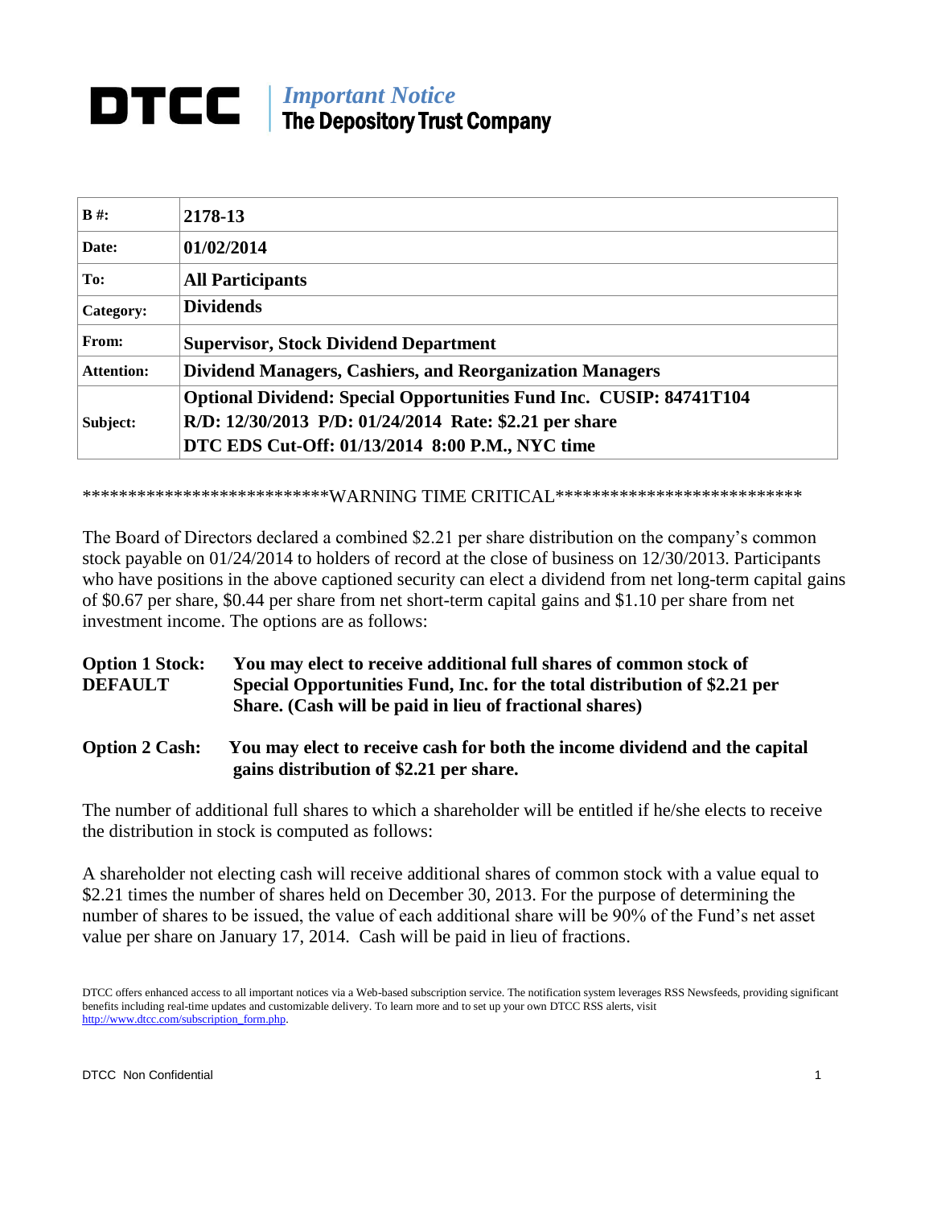# DTCC | *Important Notice* The Depository Trust Company

| | |
|---|---|
| **B #:** | **2178-13** |
| **Date:** | **01/02/2014** |
| **To:** | **All Participants** |
| **Category:** | **Dividends** |
| **From:** | **Supervisor, Stock Dividend Department** |
| **Attention:** | **Dividend Managers, Cashiers, and Reorganization Managers** |
| **Subject:** | **Optional Dividend: Special Opportunities Fund Inc. CUSIP: 84741T104**<br>**R/D: 12/30/2013 P/D: 01/24/2014 Rate: $2.21 per share**<br>**DTC EDS Cut-Off: 01/13/2014 8:00 P.M., NYC time** |

**************************WARNING TIME CRITICAL***************************

The Board of Directors declared a combined $2.21 per share distribution on the company's common stock payable on 01/24/2014 to holders of record at the close of business on 12/30/2013. Participants who have positions in the above captioned security can elect a dividend from net long-term capital gains of $0.67 per share, $0.44 per share from net short-term capital gains and $1.10 per share from net investment income. The options are as follows:

**Option 1 Stock: DEFAULT** — **You may elect to receive additional full shares of common stock of Special Opportunities Fund, Inc. for the total distribution of $2.21 per Share. (Cash will be paid in lieu of fractional shares)**

**Option 2 Cash:** — **You may elect to receive cash for both the income dividend and the capital gains distribution of $2.21 per share.**

The number of additional full shares to which a shareholder will be entitled if he/she elects to receive the distribution in stock is computed as follows:

A shareholder not electing cash will receive additional shares of common stock with a value equal to $2.21 times the number of shares held on December 30, 2013. For the purpose of determining the number of shares to be issued, the value of each additional share will be 90% of the Fund's net asset value per share on January 17, 2014. Cash will be paid in lieu of fractions.

DTCC offers enhanced access to all important notices via a Web-based subscription service. The notification system leverages RSS Newsfeeds, providing significant benefits including real-time updates and customizable delivery. To learn more and to set up your own DTCC RSS alerts, visit http://www.dtcc.com/subscription_form.php.

DTCC Non Confidential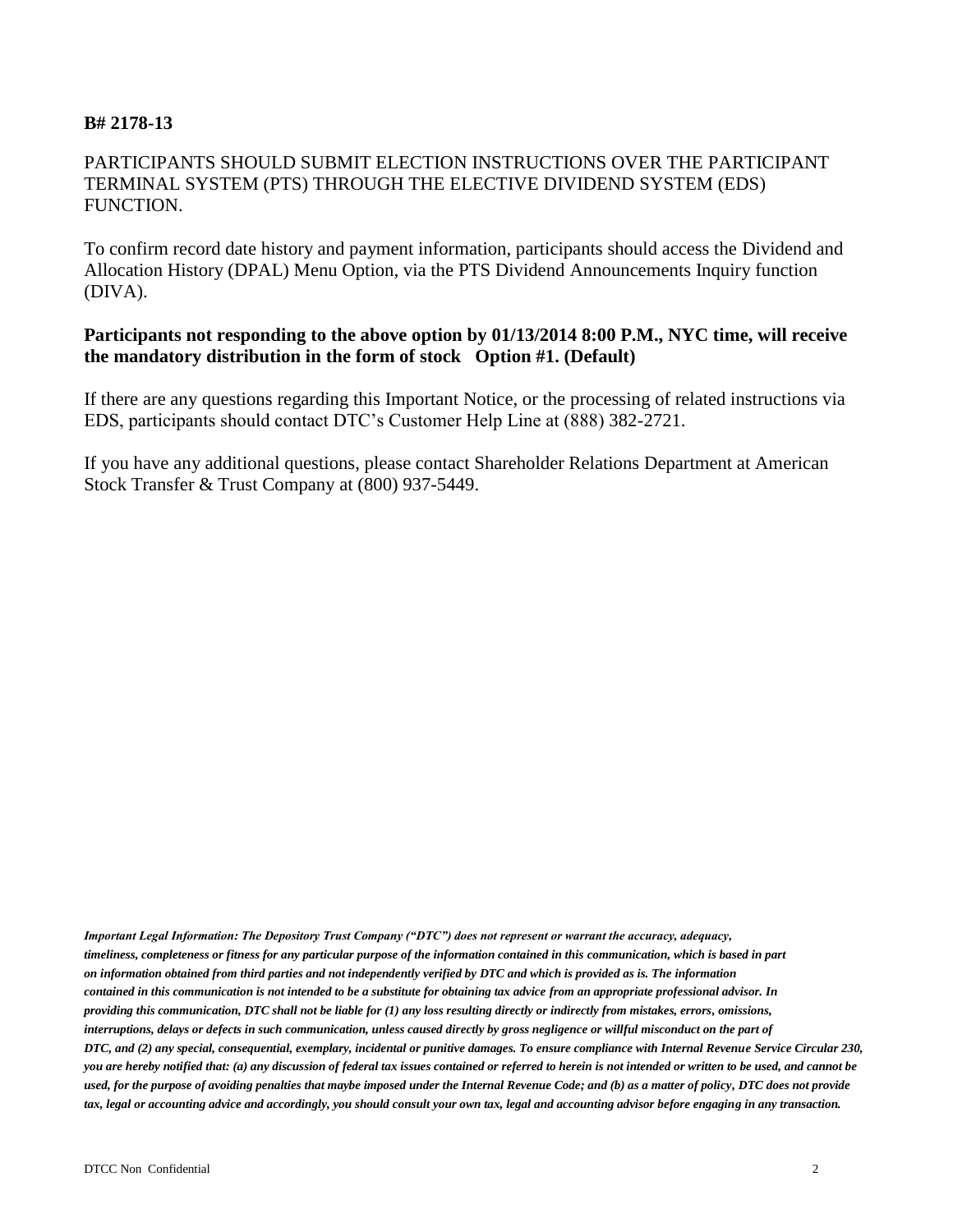**B# 2178-13**

PARTICIPANTS SHOULD SUBMIT ELECTION INSTRUCTIONS OVER THE PARTICIPANT TERMINAL SYSTEM (PTS) THROUGH THE ELECTIVE DIVIDEND SYSTEM (EDS) FUNCTION.

To confirm record date history and payment information, participants should access the Dividend and Allocation History (DPAL) Menu Option, via the PTS Dividend Announcements Inquiry function (DIVA).

**Participants not responding to the above option by 01/13/2014 8:00 P.M., NYC time, will receive the mandatory distribution in the form of stock Option #1. (Default)**

If there are any questions regarding this Important Notice, or the processing of related instructions via EDS, participants should contact DTC's Customer Help Line at (888) 382-2721.

If you have any additional questions, please contact Shareholder Relations Department at American Stock Transfer & Trust Company at (800) 937-5449.

***Important Legal Information: The Depository Trust Company ("DTC") does not represent or warrant the accuracy, adequacy, timeliness, completeness or fitness for any particular purpose of the information contained in this communication, which is based in part on information obtained from third parties and not independently verified by DTC and which is provided as is. The information contained in this communication is not intended to be a substitute for obtaining tax advice from an appropriate professional advisor. In providing this communication, DTC shall not be liable for (1) any loss resulting directly or indirectly from mistakes, errors, omissions, interruptions, delays or defects in such communication, unless caused directly by gross negligence or willful misconduct on the part of DTC, and (2) any special, consequential, exemplary, incidental or punitive damages. To ensure compliance with Internal Revenue Service Circular 230, you are hereby notified that: (a) any discussion of federal tax issues contained or referred to herein is not intended or written to be used, and cannot be used, for the purpose of avoiding penalties that maybe imposed under the Internal Revenue Code; and (b) as a matter of policy, DTC does not provide tax, legal or accounting advice and accordingly, you should consult your own tax, legal and accounting advisor before engaging in any transaction.***

DTCC Non Confidential